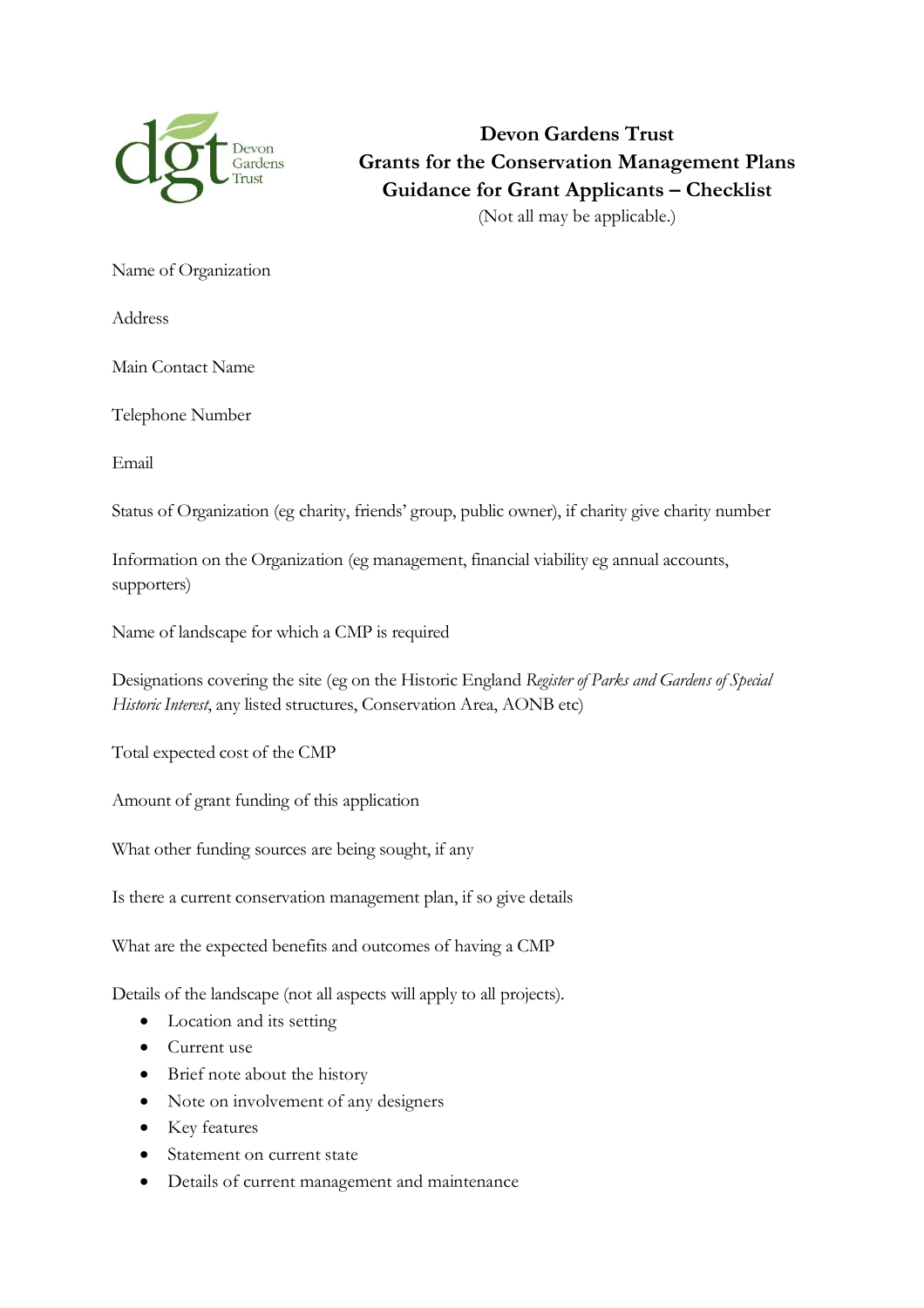# Devon Gardens Trust
## Grants for the Conservation Management Plans
## Guidance for Grant Applicants – Checklist

(Not all may be applicable.)

Name of Organization

Address

Main Contact Name

Telephone Number

Email

Status of Organization (eg charity, friends' group, public owner), if charity give charity number

Information on the Organization (eg management, financial viability eg annual accounts, supporters)

Name of landscape for which a CMP is required

Designations covering the site (eg on the Historic England *Register of Parks and Gardens of Special Historic Interest*, any listed structures, Conservation Area, AONB etc)

Total expected cost of the CMP

Amount of grant funding of this application

What other funding sources are being sought, if any

Is there a current conservation management plan, if so give details

What are the expected benefits and outcomes of having a CMP

Details of the landscape (not all aspects will apply to all projects).

- Location and its setting
- Current use
- Brief note about the history
- Note on involvement of any designers
- Key features
- Statement on current state
- Details of current management and maintenance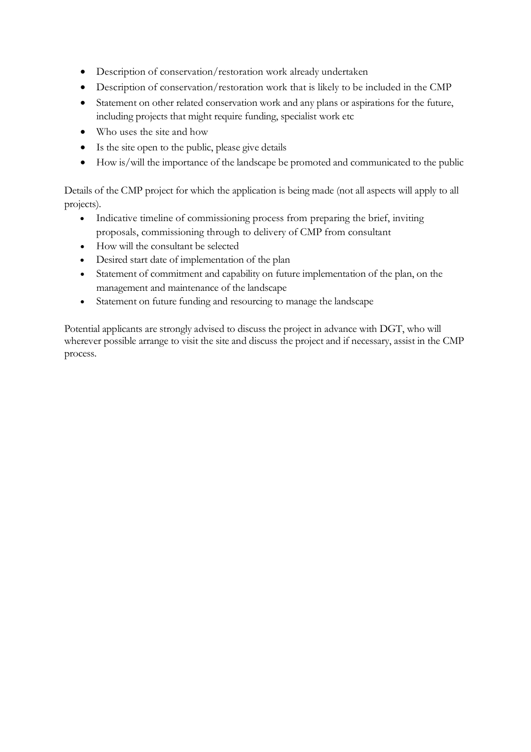- Description of conservation/restoration work already undertaken
- Description of conservation/restoration work that is likely to be included in the CMP
- Statement on other related conservation work and any plans or aspirations for the future, including projects that might require funding, specialist work etc
- Who uses the site and how
- Is the site open to the public, please give details
- How is/will the importance of the landscape be promoted and communicated to the public

Details of the CMP project for which the application is being made (not all aspects will apply to all projects).

- Indicative timeline of commissioning process from preparing the brief, inviting proposals, commissioning through to delivery of CMP from consultant
- How will the consultant be selected
- Desired start date of implementation of the plan
- Statement of commitment and capability on future implementation of the plan, on the management and maintenance of the landscape
- Statement on future funding and resourcing to manage the landscape

Potential applicants are strongly advised to discuss the project in advance with DGT, who will wherever possible arrange to visit the site and discuss the project and if necessary, assist in the CMP process.